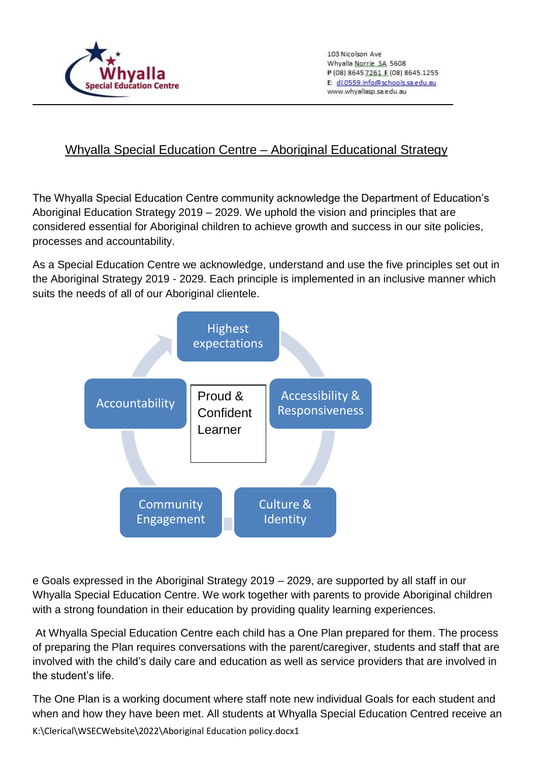Whyalla Special Education Centre

103 Nicolson Ave
Whyalla Norrie SA 5608
P (08) 8645 7261 F (08) 8645.1255
E: dl.0559.info@schools.sa.edu.au
www.whyallasp.sa.edu.au

# Whyalla Special Education Centre – Aboriginal Educational Strategy

The Whyalla Special Education Centre community acknowledge the Department of Education's Aboriginal Education Strategy 2019 – 2029. We uphold the vision and principles that are considered essential for Aboriginal children to achieve growth and success in our site policies, processes and accountability.

As a Special Education Centre we acknowledge, understand and use the five principles set out in the Aboriginal Strategy 2019 - 2029. Each principle is implemented in an inclusive manner which suits the needs of all of our Aboriginal clientele.

Proud & Confident Learner

- Highest expectations
- Accessibility & Responsiveness
- Culture & Identity
- Community Engagement
- Accountability

e Goals expressed in the Aboriginal Strategy 2019 – 2029, are supported by all staff in our Whyalla Special Education Centre. We work together with parents to provide Aboriginal children with a strong foundation in their education by providing quality learning experiences.

At Whyalla Special Education Centre each child has a One Plan prepared for them. The process of preparing the Plan requires conversations with the parent/caregiver, students and staff that are involved with the child's daily care and education as well as service providers that are involved in the student's life.

The One Plan is a working document where staff note new individual Goals for each student and when and how they have been met. All students at Whyalla Special Education Centred receive an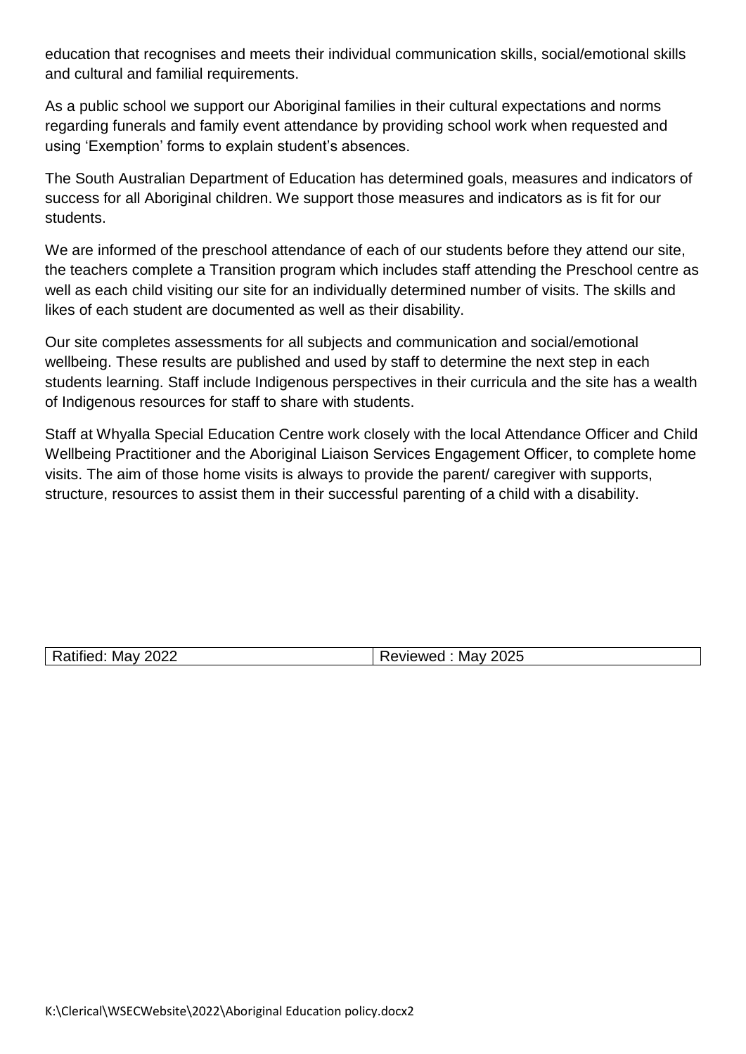education that recognises and meets their individual communication skills, social/emotional skills and cultural and familial requirements.

As a public school we support our Aboriginal families in their cultural expectations and norms regarding funerals and family event attendance by providing school work when requested and using 'Exemption' forms to explain student's absences.

The South Australian Department of Education has determined goals, measures and indicators of success for all Aboriginal children. We support those measures and indicators as is fit for our students.

We are informed of the preschool attendance of each of our students before they attend our site, the teachers complete a Transition program which includes staff attending the Preschool centre as well as each child visiting our site for an individually determined number of visits. The skills and likes of each student are documented as well as their disability.

Our site completes assessments for all subjects and communication and social/emotional wellbeing. These results are published and used by staff to determine the next step in each students learning. Staff include Indigenous perspectives in their curricula and the site has a wealth of Indigenous resources for staff to share with students.

Staff at Whyalla Special Education Centre work closely with the local Attendance Officer and Child Wellbeing Practitioner and the Aboriginal Liaison Services Engagement Officer, to complete home visits. The aim of those home visits is always to provide the parent/ caregiver with supports, structure, resources to assist them in their successful parenting of a child with a disability.

| | |
|---|---|
| Ratified: May 2022 | Reviewed : May 2025 |